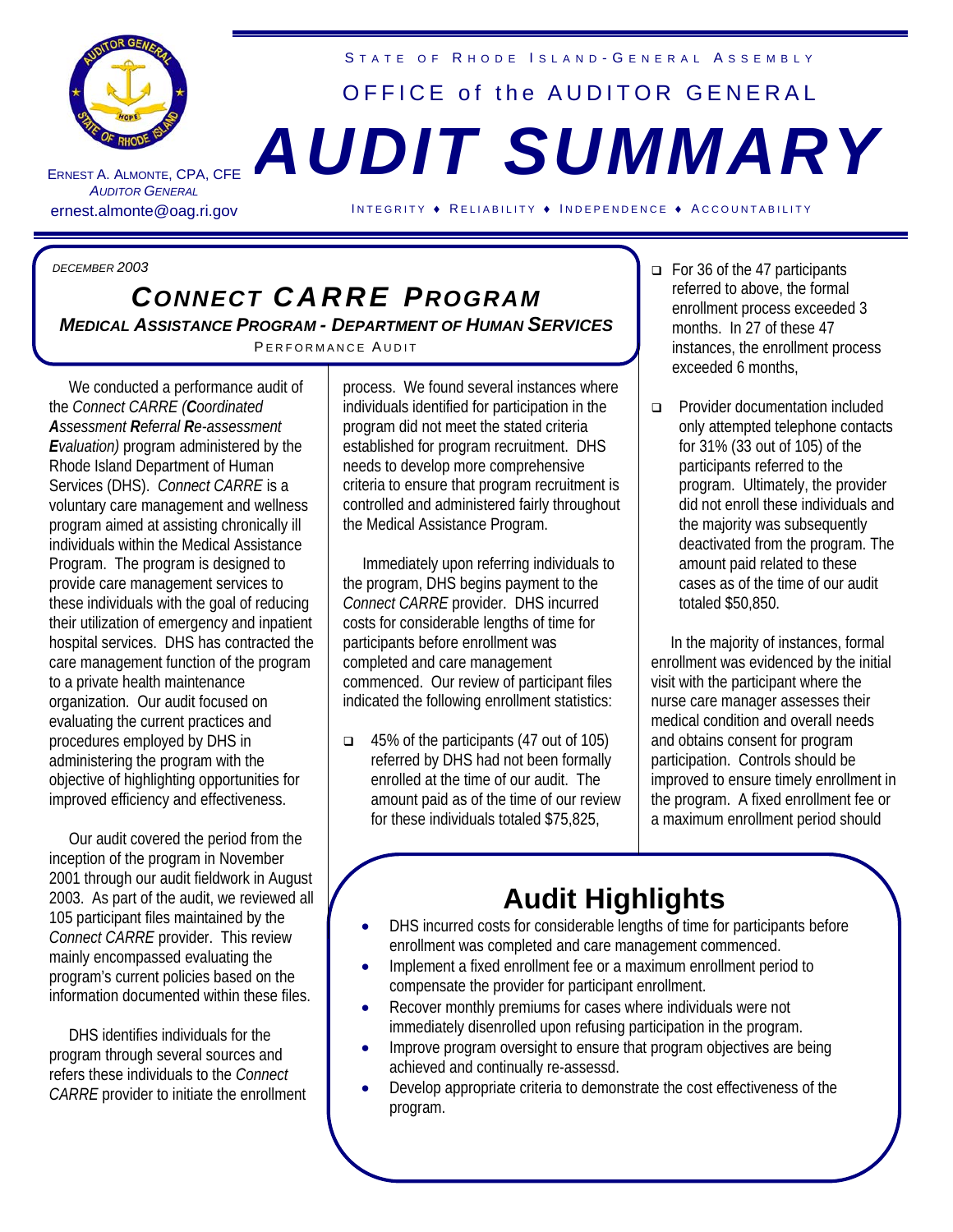STATE OF RHODE ISLAND-GENERAL ASSEMBLY

OFFICE of the AUDITOR GENERAL

# AUDIT SUMMARY

ERNEST A. ALMONTE, CPA, CFE
*AUDITOR GENERAL*
ernest.almonte@oag.ri.gov

INTEGRITY ♦ RELIABILITY ♦ INDEPENDENCE ♦ ACCOUNTABILITY

*DECEMBER 2003*

## *CONNECT CARRE PROGRAM*

### *MEDICAL ASSISTANCE PROGRAM - DEPARTMENT OF HUMAN SERVICES*

PERFORMANCE AUDIT

We conducted a performance audit of the *Connect CARRE (**C**oordinated **A**ssessment **R**eferral **R**e-assessment **E**valuation)* program administered by the Rhode Island Department of Human Services (DHS). *Connect CARRE* is a voluntary care management and wellness program aimed at assisting chronically ill individuals within the Medical Assistance Program. The program is designed to provide care management services to these individuals with the goal of reducing their utilization of emergency and inpatient hospital services. DHS has contracted the care management function of the program to a private health maintenance organization. Our audit focused on evaluating the current practices and procedures employed by DHS in administering the program with the objective of highlighting opportunities for improved efficiency and effectiveness.

Our audit covered the period from the inception of the program in November 2001 through our audit fieldwork in August 2003. As part of the audit, we reviewed all 105 participant files maintained by the *Connect CARRE* provider. This review mainly encompassed evaluating the program's current policies based on the information documented within these files.

DHS identifies individuals for the program through several sources and refers these individuals to the *Connect CARRE* provider to initiate the enrollment process. We found several instances where individuals identified for participation in the program did not meet the stated criteria established for program recruitment. DHS needs to develop more comprehensive criteria to ensure that program recruitment is controlled and administered fairly throughout the Medical Assistance Program.

Immediately upon referring individuals to the program, DHS begins payment to the *Connect CARRE* provider. DHS incurred costs for considerable lengths of time for participants before enrollment was completed and care management commenced. Our review of participant files indicated the following enrollment statistics:

- 45% of the participants (47 out of 105) referred by DHS had not been formally enrolled at the time of our audit. The amount paid as of the time of our review for these individuals totaled $75,825,
- For 36 of the 47 participants referred to above, the formal enrollment process exceeded 3 months. In 27 of these 47 instances, the enrollment process exceeded 6 months,
- Provider documentation included only attempted telephone contacts for 31% (33 out of 105) of the participants referred to the program. Ultimately, the provider did not enroll these individuals and the majority was subsequently deactivated from the program. The amount paid related to these cases as of the time of our audit totaled $50,850.

In the majority of instances, formal enrollment was evidenced by the initial visit with the participant where the nurse care manager assesses their medical condition and overall needs and obtains consent for program participation. Controls should be improved to ensure timely enrollment in the program. A fixed enrollment fee or a maximum enrollment period should

## Audit Highlights

- DHS incurred costs for considerable lengths of time for participants before enrollment was completed and care management commenced.
- Implement a fixed enrollment fee or a maximum enrollment period to compensate the provider for participant enrollment.
- Recover monthly premiums for cases where individuals were not immediately disenrolled upon refusing participation in the program.
- Improve program oversight to ensure that program objectives are being achieved and continually re-assessd.
- Develop appropriate criteria to demonstrate the cost effectiveness of the program.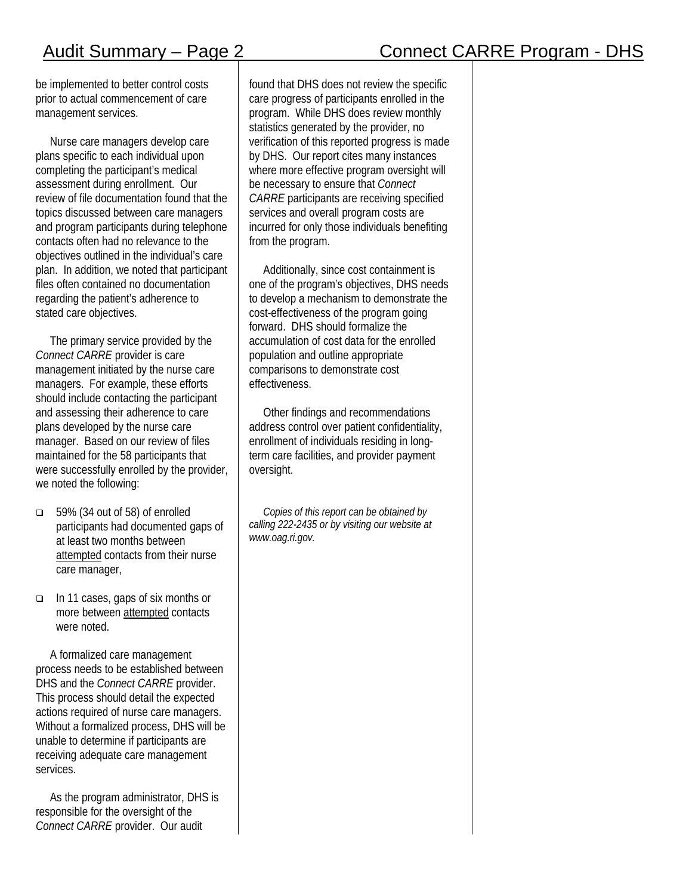be implemented to better control costs prior to actual commencement of care management services.

Nurse care managers develop care plans specific to each individual upon completing the participant's medical assessment during enrollment. Our review of file documentation found that the topics discussed between care managers and program participants during telephone contacts often had no relevance to the objectives outlined in the individual's care plan. In addition, we noted that participant files often contained no documentation regarding the patient's adherence to stated care objectives.

The primary service provided by the *Connect CARRE* provider is care management initiated by the nurse care managers. For example, these efforts should include contacting the participant and assessing their adherence to care plans developed by the nurse care manager. Based on our review of files maintained for the 58 participants that were successfully enrolled by the provider, we noted the following:

- 59% (34 out of 58) of enrolled participants had documented gaps of at least two months between <u>attempted</u> contacts from their nurse care manager,
- In 11 cases, gaps of six months or more between <u>attempted</u> contacts were noted.

A formalized care management process needs to be established between DHS and the *Connect CARRE* provider. This process should detail the expected actions required of nurse care managers. Without a formalized process, DHS will be unable to determine if participants are receiving adequate care management services.

As the program administrator, DHS is responsible for the oversight of the *Connect CARRE* provider. Our audit found that DHS does not review the specific care progress of participants enrolled in the program. While DHS does review monthly statistics generated by the provider, no verification of this reported progress is made by DHS. Our report cites many instances where more effective program oversight will be necessary to ensure that *Connect CARRE* participants are receiving specified services and overall program costs are incurred for only those individuals benefiting from the program.

Additionally, since cost containment is one of the program's objectives, DHS needs to develop a mechanism to demonstrate the cost-effectiveness of the program going forward. DHS should formalize the accumulation of cost data for the enrolled population and outline appropriate comparisons to demonstrate cost effectiveness.

Other findings and recommendations address control over patient confidentiality, enrollment of individuals residing in long-term care facilities, and provider payment oversight.

*Copies of this report can be obtained by calling 222-2435 or by visiting our website at www.oag.ri.gov.*